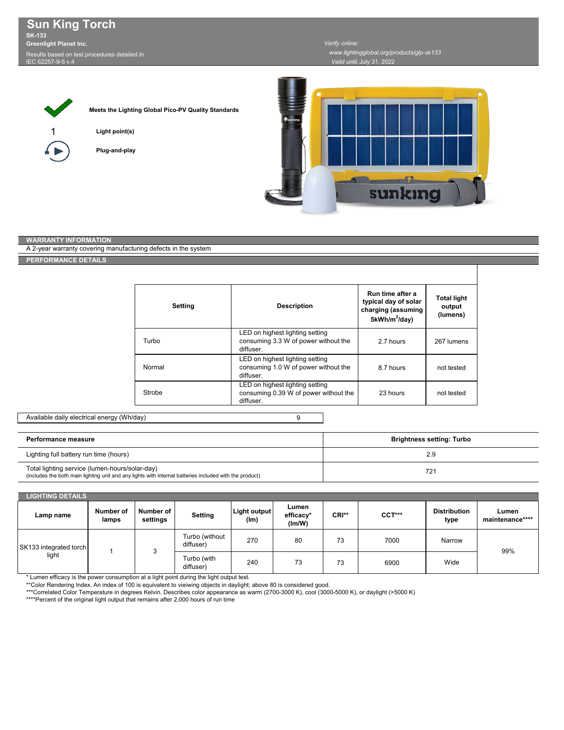# Sun King Torch

**SK-133**

**Greenlight Planet Inc.**

Results based on test procedures detailed in IEC 62257-9-5 v.4

*Verify online:*
*www.lightingglobal.org/products/glp-sk133*
*Valid until.* July 31, 2022

**Meets the Lighting Global Pico-PV Quality Standards**

1 **Light point(s)**

**Plug-and-play**

## WARRANTY INFORMATION

A 2-year warranty covering manufacturing defects in the system

## PERFORMANCE DETAILS

| Setting | Description | Run time after a typical day of solar charging (assuming 5kWh/m$^2$/day) | Total light output (lumens) |
|---|---|---|---|
| Turbo | LED on highest lighting setting consuming 3.3 W of power without the diffuser. | 2.7 hours | 267 lumens |
| Normal | LED on highest lighting setting consuming 1.0 W of power without the diffuser. | 8.7 hours | not tested |
| Strobe | LED on highest lighting setting consuming 0.39 W of power without the diffuser. | 23 hours | not tested |

| Available daily electrical energy (Wh/day) | 9 |
|---|---|

| Performance measure | Brightness setting: Turbo |
|---|---|
| Lighting full battery run time (hours) | 2.9 |
| Total lighting service (lumen-hours/solar-day) (includes the both main lighting unit and any lights with internal batteries included with the product) | 721 |

## LIGHTING DETAILS

| Lamp name | Number of lamps | Number of settings | Setting | Light output (lm) | Lumen efficacy* (lm/W) | CRI** | CCT*** | Distribution type | Lumen maintenance**** |
|---|---|---|---|---|---|---|---|---|---|
| SK133 integrated torch light | 1 | 3 | Turbo (without diffuser) | 270 | 80 | 73 | 7000 | Narrow | 99% |
| | | | Turbo (with diffuser) | 240 | 73 | 73 | 6900 | Wide | |

\* Lumen efficacy is the power consumption at a light point during the light output test.

\*\*Color Rendering Index. An index of 100 is equivalent to vieiwing objects in daylight; above 80 is considered good.

\*\*\*Correlated Color Temperature in degrees Kelvin. Describes color appearance as warm (2700-3000 K), cool (3000-5000 K), or daylight (>5000 K)

\*\*\*\*Percent of the original light output that remains after 2,000 hours of run time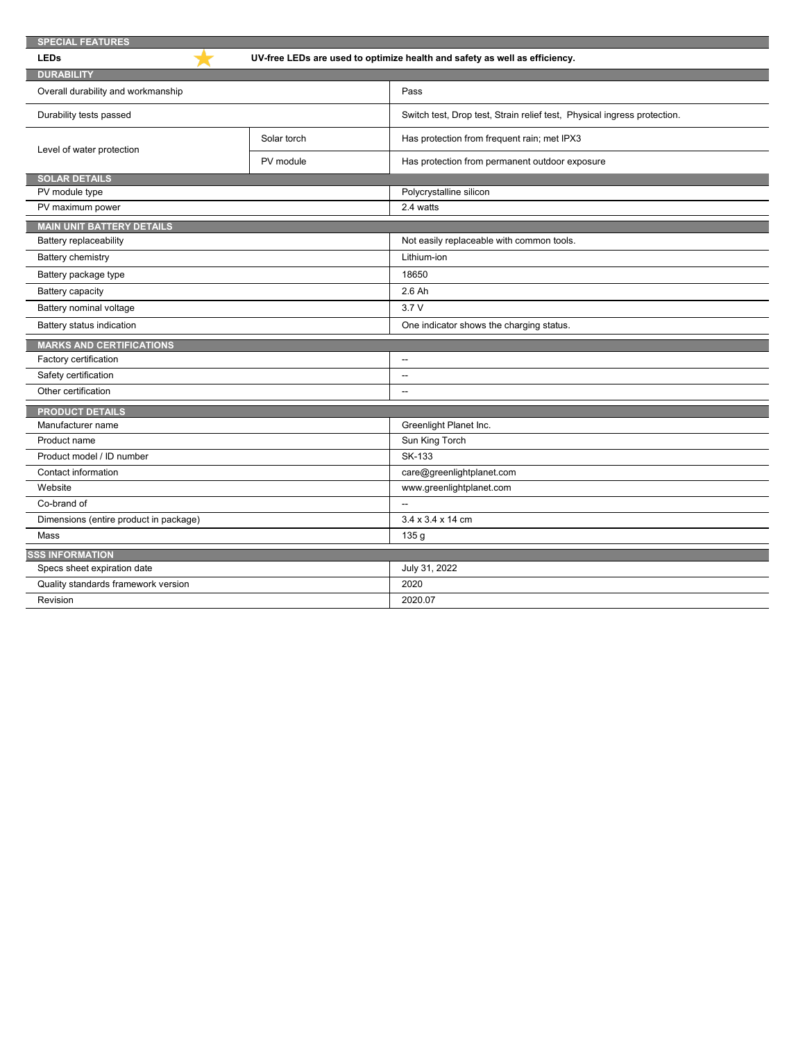| SPECIAL FEATURES | | |
| --- | --- | --- |
| **LEDs** ★ | | **UV-free LEDs are used to optimize health and safety as well as efficiency.** |

| DURABILITY | | |
| --- | --- | --- |
| Overall durability and workmanship | | Pass |
| Durability tests passed | | Switch test, Drop test, Strain relief test, Physical ingress protection. |
| Level of water protection | Solar torch | Has protection from frequent rain; met IPX3 |
| | PV module | Has protection from permanent outdoor exposure |

| SOLAR DETAILS | |
| --- | --- |
| PV module type | Polycrystalline silicon |
| PV maximum power | 2.4 watts |

| MAIN UNIT BATTERY DETAILS | |
| --- | --- |
| Battery replaceability | Not easily replaceable with common tools. |
| Battery chemistry | Lithium-ion |
| Battery package type | 18650 |
| Battery capacity | 2.6 Ah |
| Battery nominal voltage | 3.7 V |
| Battery status indication | One indicator shows the charging status. |

| MARKS AND CERTIFICATIONS | |
| --- | --- |
| Factory certification | -- |
| Safety certification | -- |
| Other certification | -- |

| PRODUCT DETAILS | |
| --- | --- |
| Manufacturer name | Greenlight Planet Inc. |
| Product name | Sun King Torch |
| Product model / ID number | SK-133 |
| Contact information | care@greenlightplanet.com |
| Website | www.greenlightplanet.com |
| Co-brand of | -- |
| Dimensions (entire product in package) | 3.4 x 3.4 x 14 cm |
| Mass | 135 g |

| SSS INFORMATION | |
| --- | --- |
| Specs sheet expiration date | July 31, 2022 |
| Quality standards framework version | 2020 |
| Revision | 2020.07 |